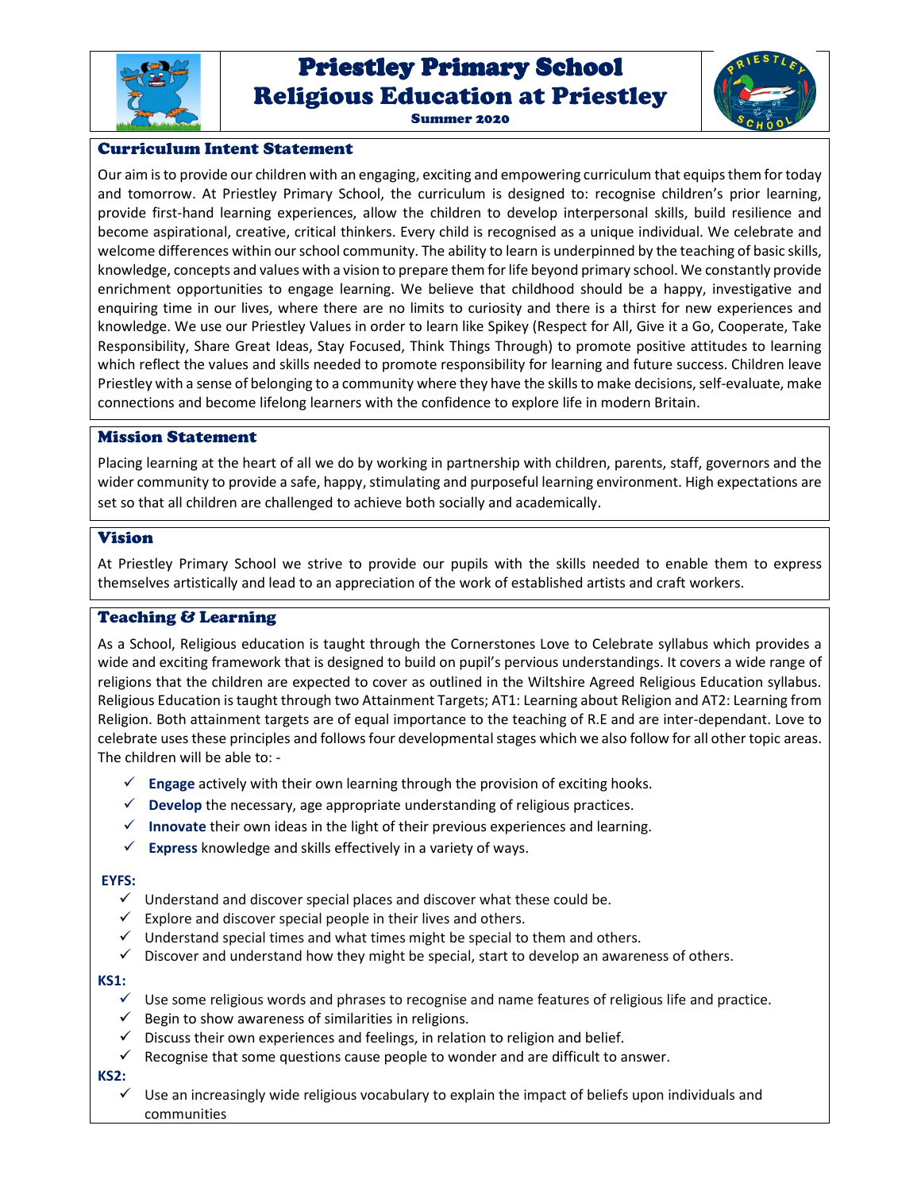# Priestley Primary School
# Religious Education at Priestley

Summer 2020

## Curriculum Intent Statement

Our aim is to provide our children with an engaging, exciting and empowering curriculum that equips them for today and tomorrow. At Priestley Primary School, the curriculum is designed to: recognise children's prior learning, provide first-hand learning experiences, allow the children to develop interpersonal skills, build resilience and become aspirational, creative, critical thinkers. Every child is recognised as a unique individual. We celebrate and welcome differences within our school community. The ability to learn is underpinned by the teaching of basic skills, knowledge, concepts and values with a vision to prepare them for life beyond primary school. We constantly provide enrichment opportunities to engage learning. We believe that childhood should be a happy, investigative and enquiring time in our lives, where there are no limits to curiosity and there is a thirst for new experiences and knowledge. We use our Priestley Values in order to learn like Spikey (Respect for All, Give it a Go, Cooperate, Take Responsibility, Share Great Ideas, Stay Focused, Think Things Through) to promote positive attitudes to learning which reflect the values and skills needed to promote responsibility for learning and future success. Children leave Priestley with a sense of belonging to a community where they have the skills to make decisions, self-evaluate, make connections and become lifelong learners with the confidence to explore life in modern Britain.

## Mission Statement

Placing learning at the heart of all we do by working in partnership with children, parents, staff, governors and the wider community to provide a safe, happy, stimulating and purposeful learning environment. High expectations are set so that all children are challenged to achieve both socially and academically.

## Vision

At Priestley Primary School we strive to provide our pupils with the skills needed to enable them to express themselves artistically and lead to an appreciation of the work of established artists and craft workers.

## Teaching & Learning

As a School, Religious education is taught through the Cornerstones Love to Celebrate syllabus which provides a wide and exciting framework that is designed to build on pupil's pervious understandings. It covers a wide range of religions that the children are expected to cover as outlined in the Wiltshire Agreed Religious Education syllabus. Religious Education is taught through two Attainment Targets; AT1: Learning about Religion and AT2: Learning from Religion. Both attainment targets are of equal importance to the teaching of R.E and are inter-dependant. Love to celebrate uses these principles and follows four developmental stages which we also follow for all other topic areas. The children will be able to: -

- ✓ **Engage** actively with their own learning through the provision of exciting hooks.
- ✓ **Develop** the necessary, age appropriate understanding of religious practices.
- ✓ **Innovate** their own ideas in the light of their previous experiences and learning.
- ✓ **Express** knowledge and skills effectively in a variety of ways.

**EYFS:**

- ✓ Understand and discover special places and discover what these could be.
- ✓ Explore and discover special people in their lives and others.
- ✓ Understand special times and what times might be special to them and others.
- ✓ Discover and understand how they might be special, start to develop an awareness of others.

**KS1:**

- ✓ Use some religious words and phrases to recognise and name features of religious life and practice.
- ✓ Begin to show awareness of similarities in religions.
- ✓ Discuss their own experiences and feelings, in relation to religion and belief.
- ✓ Recognise that some questions cause people to wonder and are difficult to answer.

**KS2:**

- ✓ Use an increasingly wide religious vocabulary to explain the impact of beliefs upon individuals and communities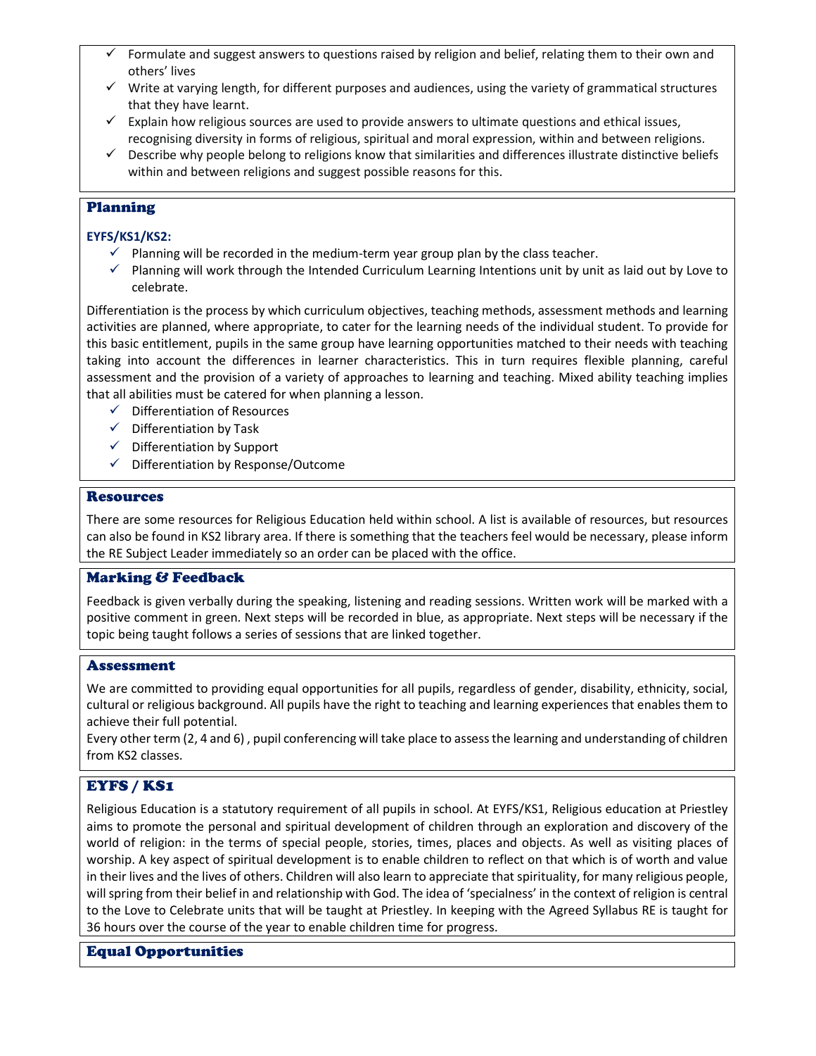- ✓ Formulate and suggest answers to questions raised by religion and belief, relating them to their own and others' lives
- ✓ Write at varying length, for different purposes and audiences, using the variety of grammatical structures that they have learnt.
- ✓ Explain how religious sources are used to provide answers to ultimate questions and ethical issues, recognising diversity in forms of religious, spiritual and moral expression, within and between religions.
- ✓ Describe why people belong to religions know that similarities and differences illustrate distinctive beliefs within and between religions and suggest possible reasons for this.

## Planning

**EYFS/KS1/KS2:**

- ✓ Planning will be recorded in the medium-term year group plan by the class teacher.
- ✓ Planning will work through the Intended Curriculum Learning Intentions unit by unit as laid out by Love to celebrate.

Differentiation is the process by which curriculum objectives, teaching methods, assessment methods and learning activities are planned, where appropriate, to cater for the learning needs of the individual student. To provide for this basic entitlement, pupils in the same group have learning opportunities matched to their needs with teaching taking into account the differences in learner characteristics. This in turn requires flexible planning, careful assessment and the provision of a variety of approaches to learning and teaching. Mixed ability teaching implies that all abilities must be catered for when planning a lesson.

- ✓ Differentiation of Resources
- ✓ Differentiation by Task
- ✓ Differentiation by Support
- ✓ Differentiation by Response/Outcome

## Resources

There are some resources for Religious Education held within school. A list is available of resources, but resources can also be found in KS2 library area. If there is something that the teachers feel would be necessary, please inform the RE Subject Leader immediately so an order can be placed with the office.

## Marking & Feedback

Feedback is given verbally during the speaking, listening and reading sessions. Written work will be marked with a positive comment in green. Next steps will be recorded in blue, as appropriate. Next steps will be necessary if the topic being taught follows a series of sessions that are linked together.

## Assessment

We are committed to providing equal opportunities for all pupils, regardless of gender, disability, ethnicity, social, cultural or religious background. All pupils have the right to teaching and learning experiences that enables them to achieve their full potential.

Every other term (2, 4 and 6) , pupil conferencing will take place to assess the learning and understanding of children from KS2 classes.

## EYFS / KS1

Religious Education is a statutory requirement of all pupils in school. At EYFS/KS1, Religious education at Priestley aims to promote the personal and spiritual development of children through an exploration and discovery of the world of religion: in the terms of special people, stories, times, places and objects. As well as visiting places of worship. A key aspect of spiritual development is to enable children to reflect on that which is of worth and value in their lives and the lives of others. Children will also learn to appreciate that spirituality, for many religious people, will spring from their belief in and relationship with God. The idea of 'specialness' in the context of religion is central to the Love to Celebrate units that will be taught at Priestley. In keeping with the Agreed Syllabus RE is taught for 36 hours over the course of the year to enable children time for progress.

## Equal Opportunities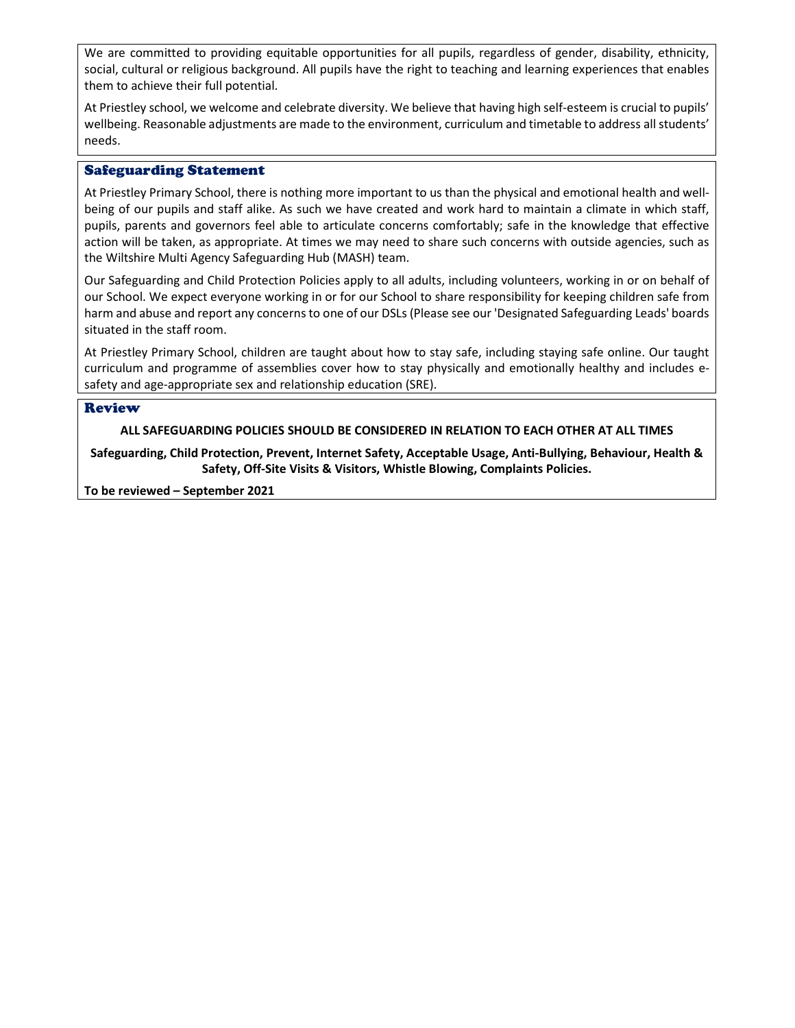We are committed to providing equitable opportunities for all pupils, regardless of gender, disability, ethnicity, social, cultural or religious background. All pupils have the right to teaching and learning experiences that enables them to achieve their full potential.

At Priestley school, we welcome and celebrate diversity. We believe that having high self-esteem is crucial to pupils' wellbeing. Reasonable adjustments are made to the environment, curriculum and timetable to address all students' needs.

## Safeguarding Statement

At Priestley Primary School, there is nothing more important to us than the physical and emotional health and well-being of our pupils and staff alike. As such we have created and work hard to maintain a climate in which staff, pupils, parents and governors feel able to articulate concerns comfortably; safe in the knowledge that effective action will be taken, as appropriate. At times we may need to share such concerns with outside agencies, such as the Wiltshire Multi Agency Safeguarding Hub (MASH) team.

Our Safeguarding and Child Protection Policies apply to all adults, including volunteers, working in or on behalf of our School. We expect everyone working in or for our School to share responsibility for keeping children safe from harm and abuse and report any concerns to one of our DSLs (Please see our 'Designated Safeguarding Leads' boards situated in the staff room.

At Priestley Primary School, children are taught about how to stay safe, including staying safe online. Our taught curriculum and programme of assemblies cover how to stay physically and emotionally healthy and includes e-safety and age-appropriate sex and relationship education (SRE).

## Review

**ALL SAFEGUARDING POLICIES SHOULD BE CONSIDERED IN RELATION TO EACH OTHER AT ALL TIMES**

**Safeguarding, Child Protection, Prevent, Internet Safety, Acceptable Usage, Anti-Bullying, Behaviour, Health & Safety, Off-Site Visits & Visitors, Whistle Blowing, Complaints Policies.**

**To be reviewed – September 2021**